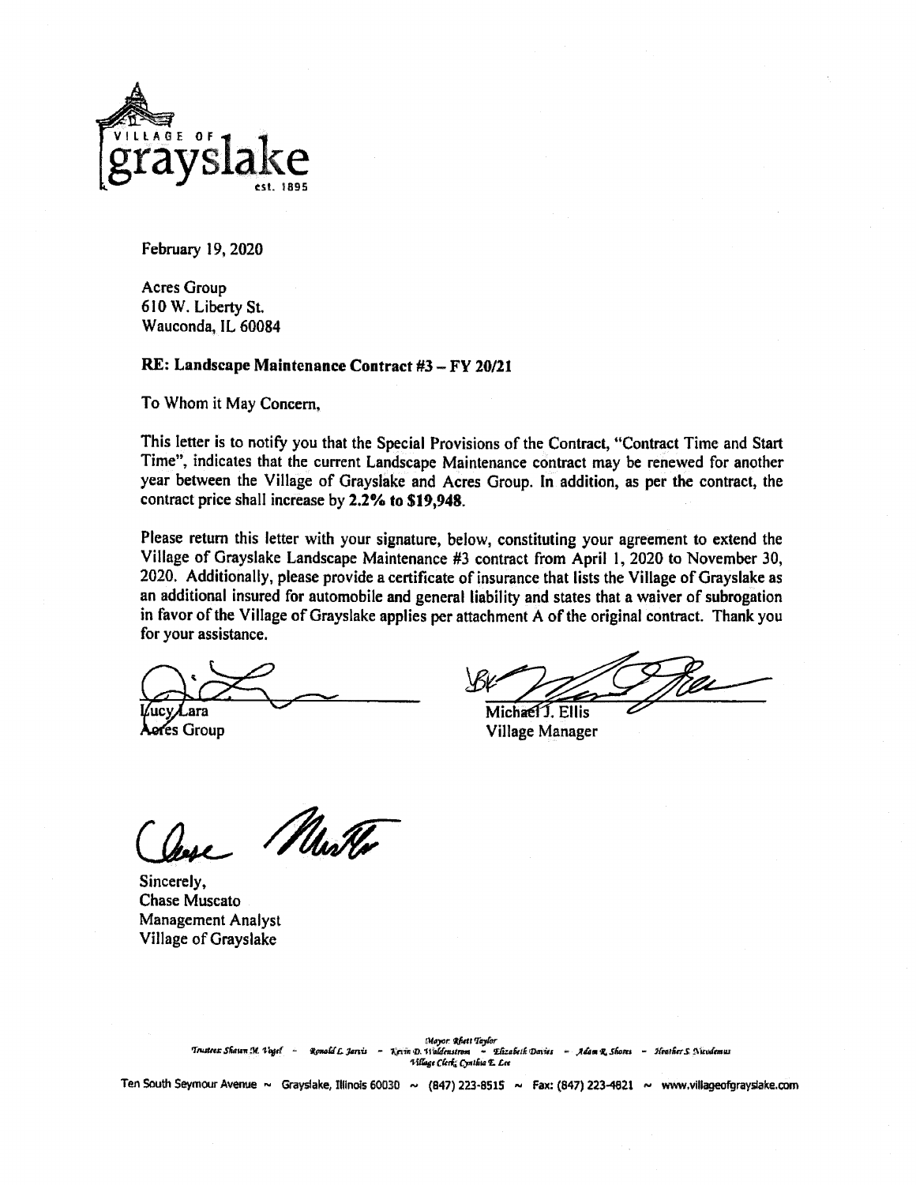VILLAGE OF grayslake est. 1895

February 19, 2020

Acres Group
610 W. Liberty St.
Wauconda, IL 60084

**RE: Landscape Maintenance Contract #3 – FY 20/21**

To Whom it May Concern,

This letter is to notify you that the Special Provisions of the Contract, "Contract Time and Start Time", indicates that the current Landscape Maintenance contract may be renewed for another year between the Village of Grayslake and Acres Group. In addition, as per the contract, the contract price shall increase by **2.2% to $19,948**.

Please return this letter with your signature, below, constituting your agreement to extend the Village of Grayslake Landscape Maintenance #3 contract from April 1, 2020 to November 30, 2020. Additionally, please provide a certificate of insurance that lists the Village of Grayslake as an additional insured for automobile and general liability and states that a waiver of subrogation in favor of the Village of Grayslake applies per attachment A of the original contract. Thank you for your assistance.

Lucy Lara
Acres Group

Michael J. Ellis
Village Manager

Sincerely,
Chase Muscato
Management Analyst
Village of Grayslake

Mayor: Rhett Taylor
Trustees: Shaun M. Vogel ~ Ronald C. Jarvis ~ Kevin D. Waldenstrom ~ Elizabeth Davies ~ Adam R. Shores ~ Heather S. Nicodemus
Village Clerk: Cynthia E. Lee

Ten South Seymour Avenue ~ Grayslake, Illinois 60030 ~ (847) 223-8515 ~ Fax: (847) 223-4821 ~ www.villageofgrayslake.com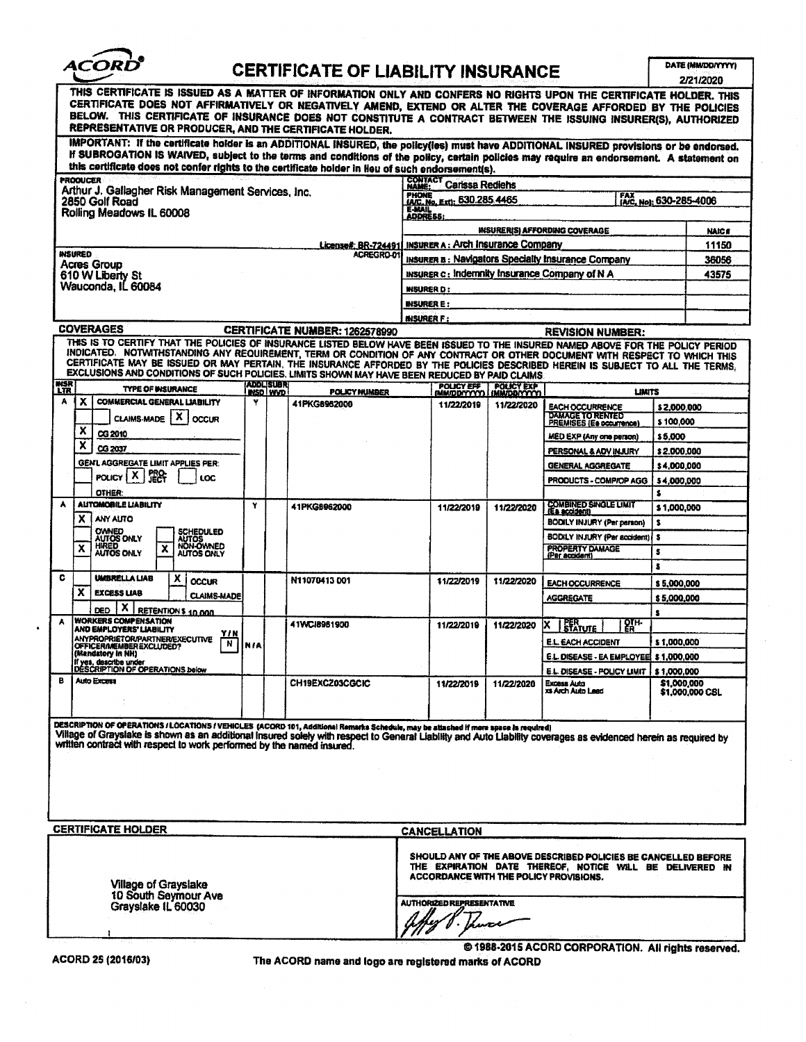# ACORD® CERTIFICATE OF LIABILITY INSURANCE

DATE (MM/DD/YYYY): 2/21/2020

THIS CERTIFICATE IS ISSUED AS A MATTER OF INFORMATION ONLY AND CONFERS NO RIGHTS UPON THE CERTIFICATE HOLDER. THIS CERTIFICATE DOES NOT AFFIRMATIVELY OR NEGATIVELY AMEND, EXTEND OR ALTER THE COVERAGE AFFORDED BY THE POLICIES BELOW. THIS CERTIFICATE OF INSURANCE DOES NOT CONSTITUTE A CONTRACT BETWEEN THE ISSUING INSURER(S), AUTHORIZED REPRESENTATIVE OR PRODUCER, AND THE CERTIFICATE HOLDER.

IMPORTANT: If the certificate holder is an ADDITIONAL INSURED, the policy(ies) must have ADDITIONAL INSURED provisions or be endorsed. If SUBROGATION IS WAIVED, subject to the terms and conditions of the policy, certain policies may require an endorsement. A statement on this certificate does not confer rights to the certificate holder in lieu of such endorsement(s).

**PRODUCER**
Arthur J. Gallagher Risk Management Services, Inc.
2850 Golf Road
Rolling Meadows IL 60008

License#: BR-724491

**CONTACT NAME:** Carissa Rediehs
**PHONE (A/C, No, Ext):** 630.285.4465
**FAX (A/C, No):** 630-285-4006
**E-MAIL ADDRESS:**

| INSURER(S) AFFORDING COVERAGE | NAIC # |
|---|---|
| INSURER A : Arch Insurance Company | 11150 |
| INSURER B : Navigators Specialty Insurance Company | 36056 |
| INSURER C : Indemnity Insurance Company of N A | 43575 |
| INSURER D : | |
| INSURER E : | |
| INSURER F : | |

**INSURED** ACREGRO-01
Acres Group
610 W Liberty St
Wauconda, IL 60084

## COVERAGES

CERTIFICATE NUMBER: 1262578990 REVISION NUMBER:

THIS IS TO CERTIFY THAT THE POLICIES OF INSURANCE LISTED BELOW HAVE BEEN ISSUED TO THE INSURED NAMED ABOVE FOR THE POLICY PERIOD INDICATED. NOTWITHSTANDING ANY REQUIREMENT, TERM OR CONDITION OF ANY CONTRACT OR OTHER DOCUMENT WITH RESPECT TO WHICH THIS CERTIFICATE MAY BE ISSUED OR MAY PERTAIN, THE INSURANCE AFFORDED BY THE POLICIES DESCRIBED HEREIN IS SUBJECT TO ALL THE TERMS, EXCLUSIONS AND CONDITIONS OF SUCH POLICIES. LIMITS SHOWN MAY HAVE BEEN REDUCED BY PAID CLAIMS.

| INSR LTR | TYPE OF INSURANCE | ADDL INSD | SUBR WVD | POLICY NUMBER | POLICY EFF (MM/DD/YYYY) | POLICY EXP (MM/DD/YYYY) | LIMITS | |
|---|---|---|---|---|---|---|---|---|
| A | X COMMERCIAL GENERAL LIABILITY | Y | | 41PKG8962000 | 11/22/2019 | 11/22/2020 | EACH OCCURRENCE | $2,000,000 |
| | CLAIMS-MADE [X] OCCUR | | | | | | DAMAGE TO RENTED PREMISES (Ea occurrence) | $100,000 |
| | X CG 2010 | | | | | | MED EXP (Any one person) | $5,000 |
| | X CG 2037 | | | | | | PERSONAL & ADV INJURY | $2,000,000 |
| | GEN'L AGGREGATE LIMIT APPLIES PER: | | | | | | GENERAL AGGREGATE | $4,000,000 |
| | POLICY [X] PROJECT [ ] LOC | | | | | | PRODUCTS - COMP/OP AGG | $4,000,000 |
| | OTHER: | | | | | | | $ |
| A | AUTOMOBILE LIABILITY | Y | | 41PKG8962000 | 11/22/2019 | 11/22/2020 | COMBINED SINGLE LIMIT (Ea accident) | $1,000,000 |
| | X ANY AUTO | | | | | | BODILY INJURY (Per person) | $ |
| | OWNED AUTOS ONLY / SCHEDULED AUTOS | | | | | | BODILY INJURY (Per accident) | $ |
| | X HIRED AUTOS ONLY / X NON-OWNED AUTOS ONLY | | | | | | PROPERTY DAMAGE (Per accident) | $ |
| | | | | | | | | $ |
| C | UMBRELLA LIAB [X] OCCUR | | | N11070413 001 | 11/22/2019 | 11/22/2020 | EACH OCCURRENCE | $5,000,000 |
| | X EXCESS LIAB [ ] CLAIMS-MADE | | | | | | AGGREGATE | $5,000,000 |
| | DED [X] RETENTION $ 10,000 | | | | | | | $ |
| A | WORKERS COMPENSATION AND EMPLOYERS' LIABILITY | | | 41WCI8961900 | 11/22/2019 | 11/22/2020 | X PER STATUTE / OTH-ER | |
| | ANY PROPRIETOR/PARTNER/EXECUTIVE OFFICER/MEMBER EXCLUDED? (Mandatory in NH) Y/N: N | N/A | | | | | E.L. EACH ACCIDENT | $1,000,000 |
| | If yes, describe under DESCRIPTION OF OPERATIONS below | | | | | | E.L. DISEASE - EA EMPLOYEE | $1,000,000 |
| | | | | | | | E.L. DISEASE - POLICY LIMIT | $1,000,000 |
| B | Auto Excess | | | CH19EXCZ03CGCIC | 11/22/2019 | 11/22/2020 | Excess Auto xs Arch Auto Lead | $1,000,000 $1,000,000 CSL |

**DESCRIPTION OF OPERATIONS / LOCATIONS / VEHICLES** (ACORD 101, Additional Remarks Schedule, may be attached if more space is required)

Village of Grayslake is shown as an additional insured solely with respect to General Liability and Auto Liability coverages as evidenced herein as required by written contract with respect to work performed by the named insured.

**CERTIFICATE HOLDER**

Village of Grayslake
10 South Seymour Ave
Grayslake IL 60030

**CANCELLATION**

SHOULD ANY OF THE ABOVE DESCRIBED POLICIES BE CANCELLED BEFORE THE EXPIRATION DATE THEREOF, NOTICE WILL BE DELIVERED IN ACCORDANCE WITH THE POLICY PROVISIONS.

AUTHORIZED REPRESENTATIVE

ACORD 25 (2016/03) © 1988-2015 ACORD CORPORATION. All rights reserved.

The ACORD name and logo are registered marks of ACORD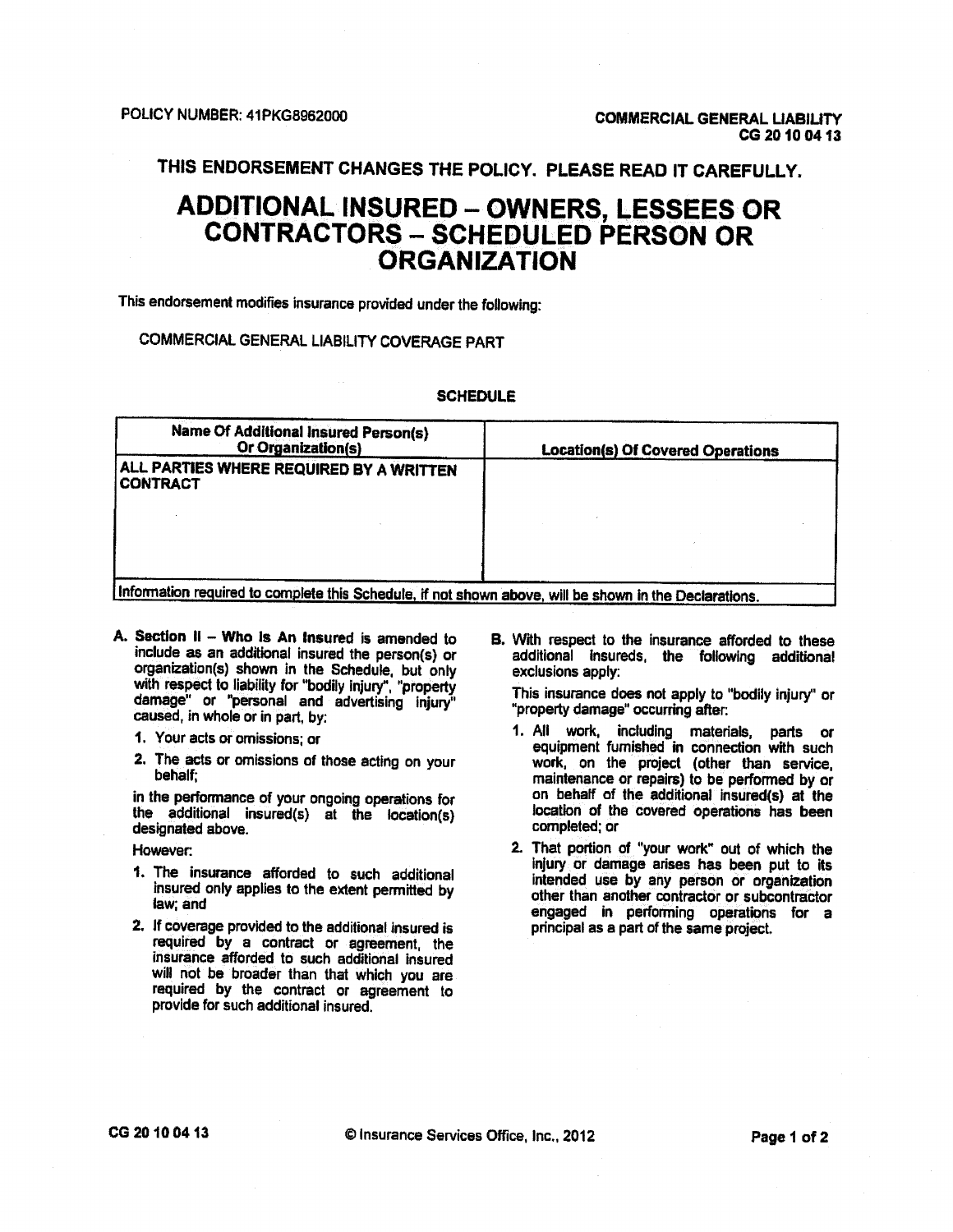POLICY NUMBER: 41PKG8962000

COMMERCIAL GENERAL LIABILITY
CG 20 10 04 13

**THIS ENDORSEMENT CHANGES THE POLICY. PLEASE READ IT CAREFULLY.**

# ADDITIONAL INSURED – OWNERS, LESSEES OR CONTRACTORS – SCHEDULED PERSON OR ORGANIZATION

This endorsement modifies insurance provided under the following:

COMMERCIAL GENERAL LIABILITY COVERAGE PART

**SCHEDULE**

| Name Of Additional Insured Person(s) Or Organization(s) | Location(s) Of Covered Operations |
|---|---|
| ALL PARTIES WHERE REQUIRED BY A WRITTEN CONTRACT | |
| Information required to complete this Schedule, if not shown above, will be shown in the Declarations. | |

**A. Section II – Who Is An Insured** is amended to include as an additional insured the person(s) or organization(s) shown in the Schedule, but only with respect to liability for "bodily injury", "property damage" or "personal and advertising injury" caused, in whole or in part, by:

1. Your acts or omissions; or
2. The acts or omissions of those acting on your behalf;

in the performance of your ongoing operations for the additional insured(s) at the location(s) designated above.

However:

1. The insurance afforded to such additional insured only applies to the extent permitted by law; and
2. If coverage provided to the additional insured is required by a contract or agreement, the insurance afforded to such additional insured will not be broader than that which you are required by the contract or agreement to provide for such additional insured.

**B.** With respect to the insurance afforded to these additional insureds, the following additional exclusions apply:

This insurance does not apply to "bodily injury" or "property damage" occurring after:

1. All work, including materials, parts or equipment furnished in connection with such work, on the project (other than service, maintenance or repairs) to be performed by or on behalf of the additional insured(s) at the location of the covered operations has been completed; or
2. That portion of "your work" out of which the injury or damage arises has been put to its intended use by any person or organization other than another contractor or subcontractor engaged in performing operations for a principal as a part of the same project.

CG 20 10 04 13 © Insurance Services Office, Inc., 2012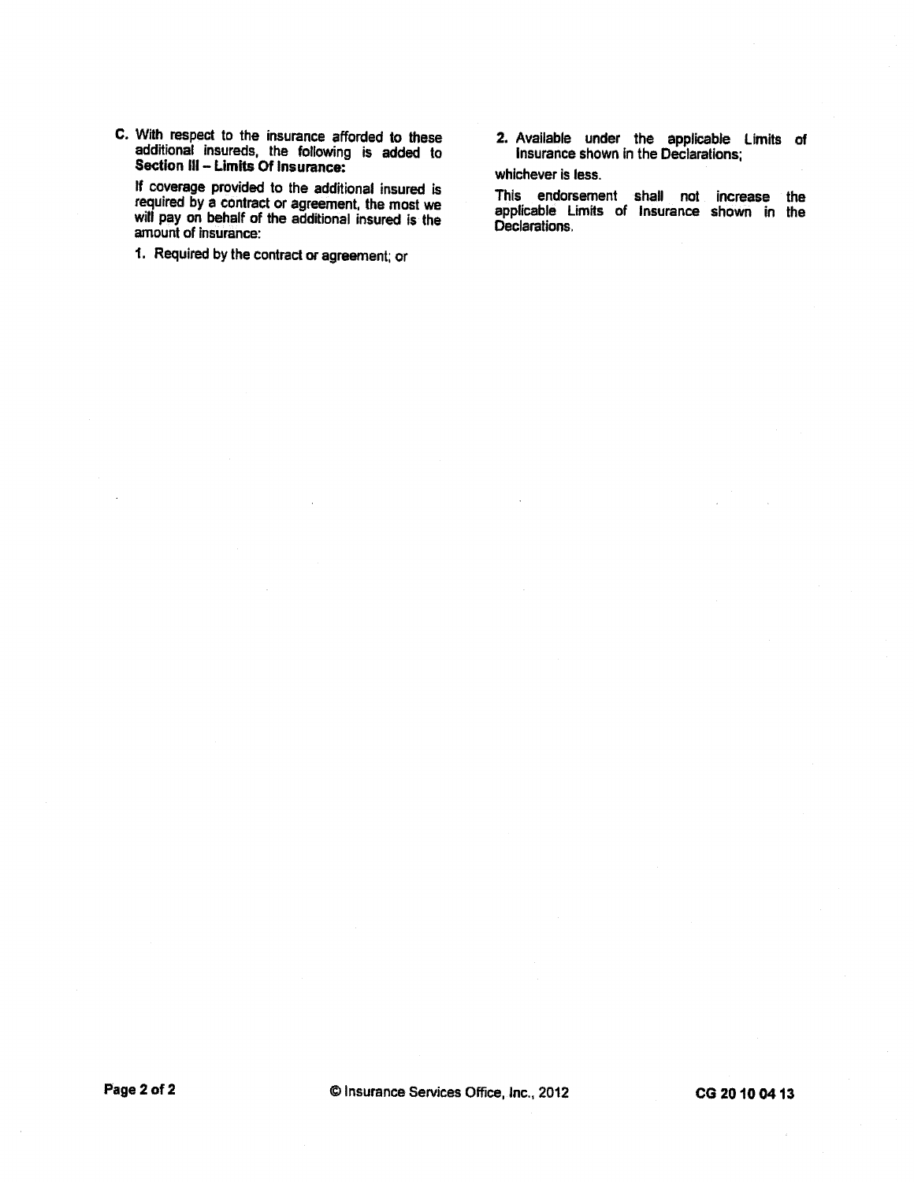**C.** With respect to the insurance afforded to these additional insureds, the following is added to **Section III – Limits Of Insurance:**

If coverage provided to the additional insured is required by a contract or agreement, the most we will pay on behalf of the additional insured is the amount of insurance:

**1.** Required by the contract or agreement; or

**2.** Available under the applicable Limits of Insurance shown in the Declarations;

whichever is less.

This endorsement shall not increase the applicable Limits of Insurance shown in the Declarations.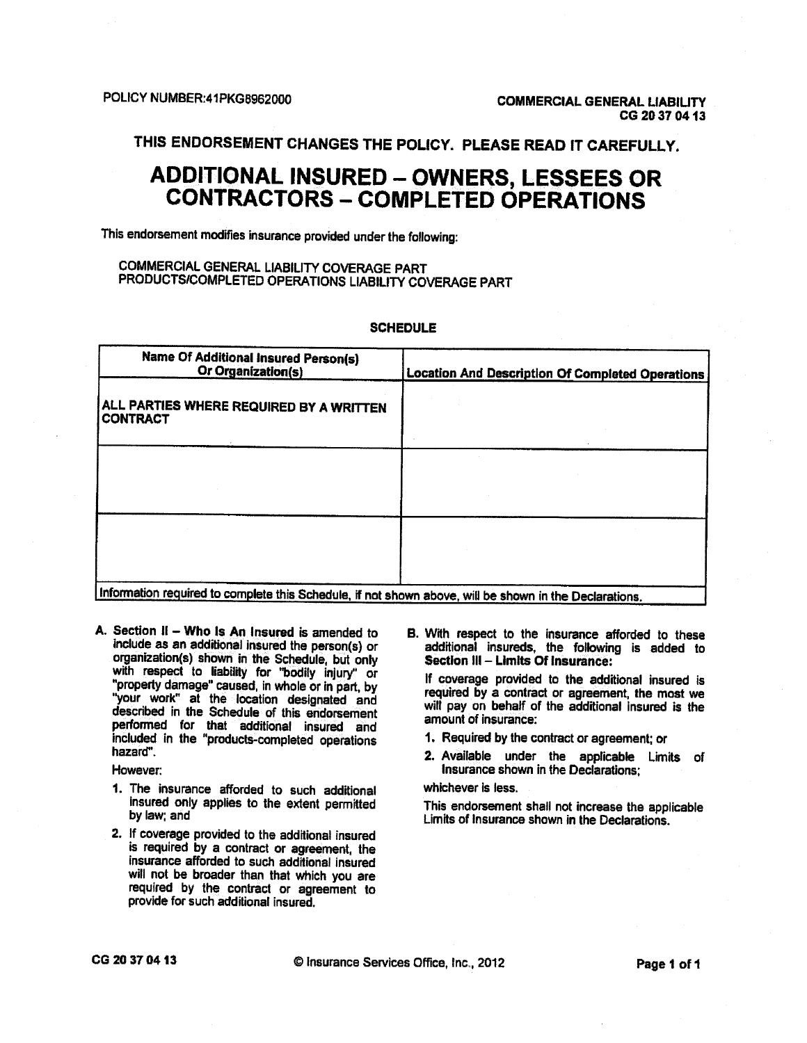POLICY NUMBER:41PKG8962000

COMMERCIAL GENERAL LIABILITY
CG 20 37 04 13

**THIS ENDORSEMENT CHANGES THE POLICY. PLEASE READ IT CAREFULLY.**

# ADDITIONAL INSURED – OWNERS, LESSEES OR CONTRACTORS – COMPLETED OPERATIONS

This endorsement modifies insurance provided under the following:

COMMERCIAL GENERAL LIABILITY COVERAGE PART
PRODUCTS/COMPLETED OPERATIONS LIABILITY COVERAGE PART

**SCHEDULE**

| Name Of Additional Insured Person(s) Or Organization(s) | Location And Description Of Completed Operations |
|---|---|
| ALL PARTIES WHERE REQUIRED BY A WRITTEN CONTRACT | |
| | |
| | |
| Information required to complete this Schedule, if not shown above, will be shown in the Declarations. | |

**A. Section II – Who Is An Insured** is amended to include as an additional insured the person(s) or organization(s) shown in the Schedule, but only with respect to liability for "bodily injury" or "property damage" caused, in whole or in part, by "your work" at the location designated and described in the Schedule of this endorsement performed for that additional insured and included in the "products-completed operations hazard".

However:

1. The insurance afforded to such additional insured only applies to the extent permitted by law; and
2. If coverage provided to the additional insured is required by a contract or agreement, the insurance afforded to such additional insured will not be broader than that which you are required by the contract or agreement to provide for such additional insured.

**B.** With respect to the insurance afforded to these additional insureds, the following is added to **Section III – Limits Of Insurance:**

If coverage provided to the additional insured is required by a contract or agreement, the most we will pay on behalf of the additional insured is the amount of insurance:

1. Required by the contract or agreement; or
2. Available under the applicable Limits of Insurance shown in the Declarations;

whichever is less.

This endorsement shall not increase the applicable Limits of Insurance shown in the Declarations.

CG 20 37 04 13 © Insurance Services Office, Inc., 2012